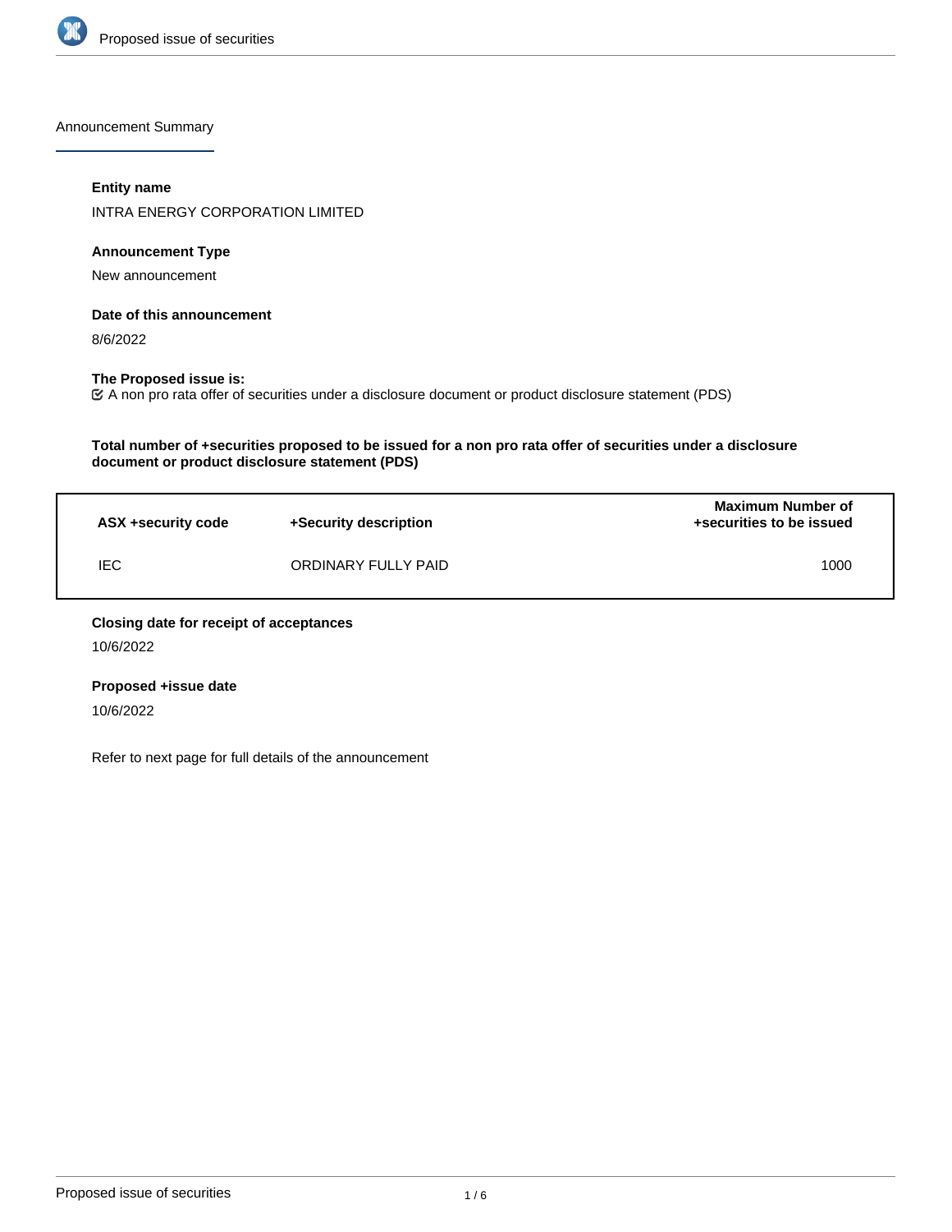## Announcement Summary

**Entity name**

INTRA ENERGY CORPORATION LIMITED

**Announcement Type**

New announcement

**Date of this announcement**

8/6/2022

**The Proposed issue is:**

☑ A non pro rata offer of securities under a disclosure document or product disclosure statement (PDS)

**Total number of +securities proposed to be issued for a non pro rata offer of securities under a disclosure document or product disclosure statement (PDS)**

| ASX +security code | +Security description | Maximum Number of +securities to be issued |
|---|---|---|
| IEC | ORDINARY FULLY PAID | 1000 |

**Closing date for receipt of acceptances**

10/6/2022

**Proposed +issue date**

10/6/2022

Refer to next page for full details of the announcement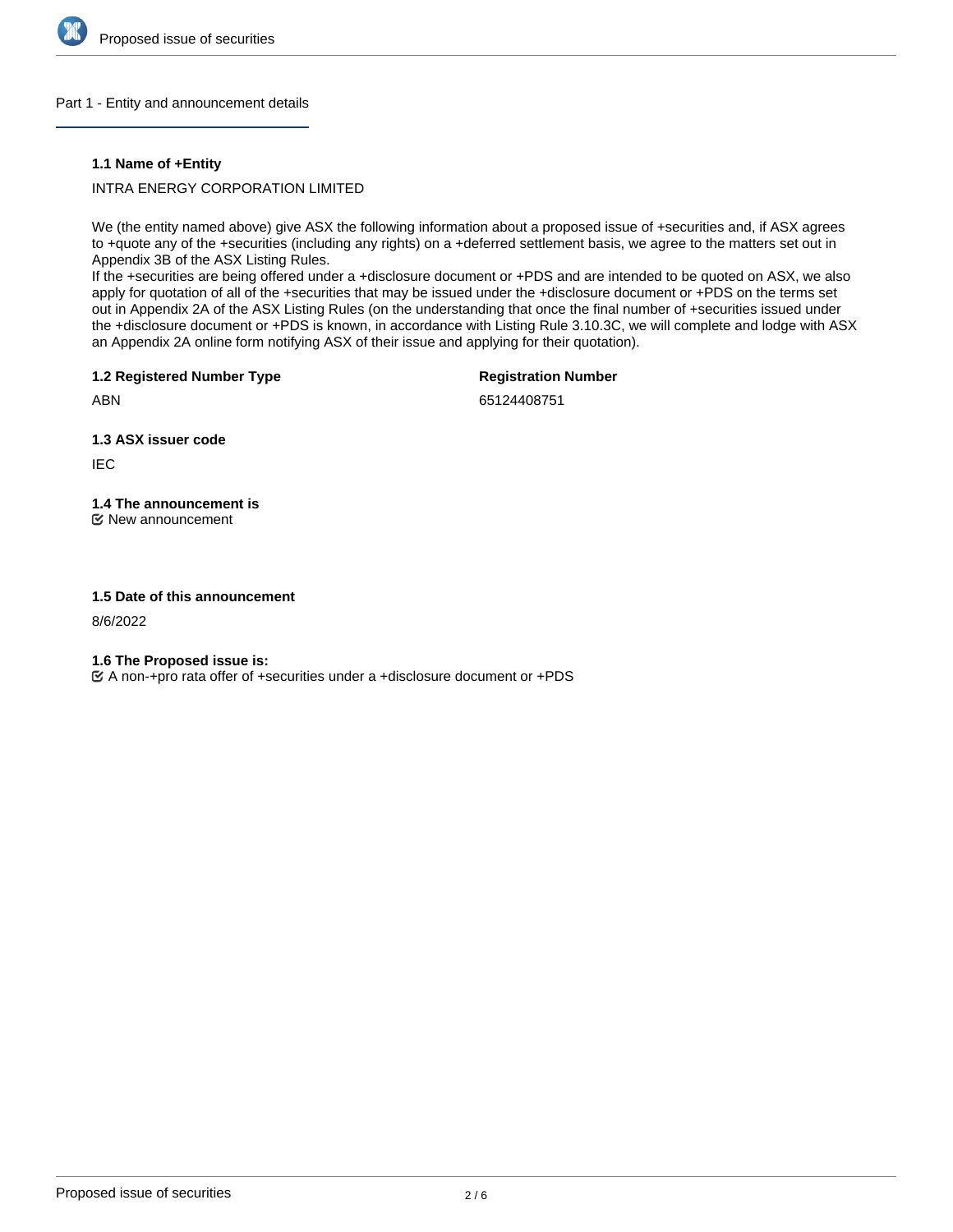## Part 1 - Entity and announcement details

### 1.1 Name of +Entity

INTRA ENERGY CORPORATION LIMITED

We (the entity named above) give ASX the following information about a proposed issue of +securities and, if ASX agrees to +quote any of the +securities (including any rights) on a +deferred settlement basis, we agree to the matters set out in Appendix 3B of the ASX Listing Rules.
If the +securities are being offered under a +disclosure document or +PDS and are intended to be quoted on ASX, we also apply for quotation of all of the +securities that may be issued under the +disclosure document or +PDS on the terms set out in Appendix 2A of the ASX Listing Rules (on the understanding that once the final number of +securities issued under the +disclosure document or +PDS is known, in accordance with Listing Rule 3.10.3C, we will complete and lodge with ASX an Appendix 2A online form notifying ASX of their issue and applying for their quotation).

### 1.2 Registered Number Type

ABN

### Registration Number

65124408751

### 1.3 ASX issuer code

IEC

### 1.4 The announcement is

☑ New announcement

### 1.5 Date of this announcement

8/6/2022

### 1.6 The Proposed issue is:

☑ A non-+pro rata offer of +securities under a +disclosure document or +PDS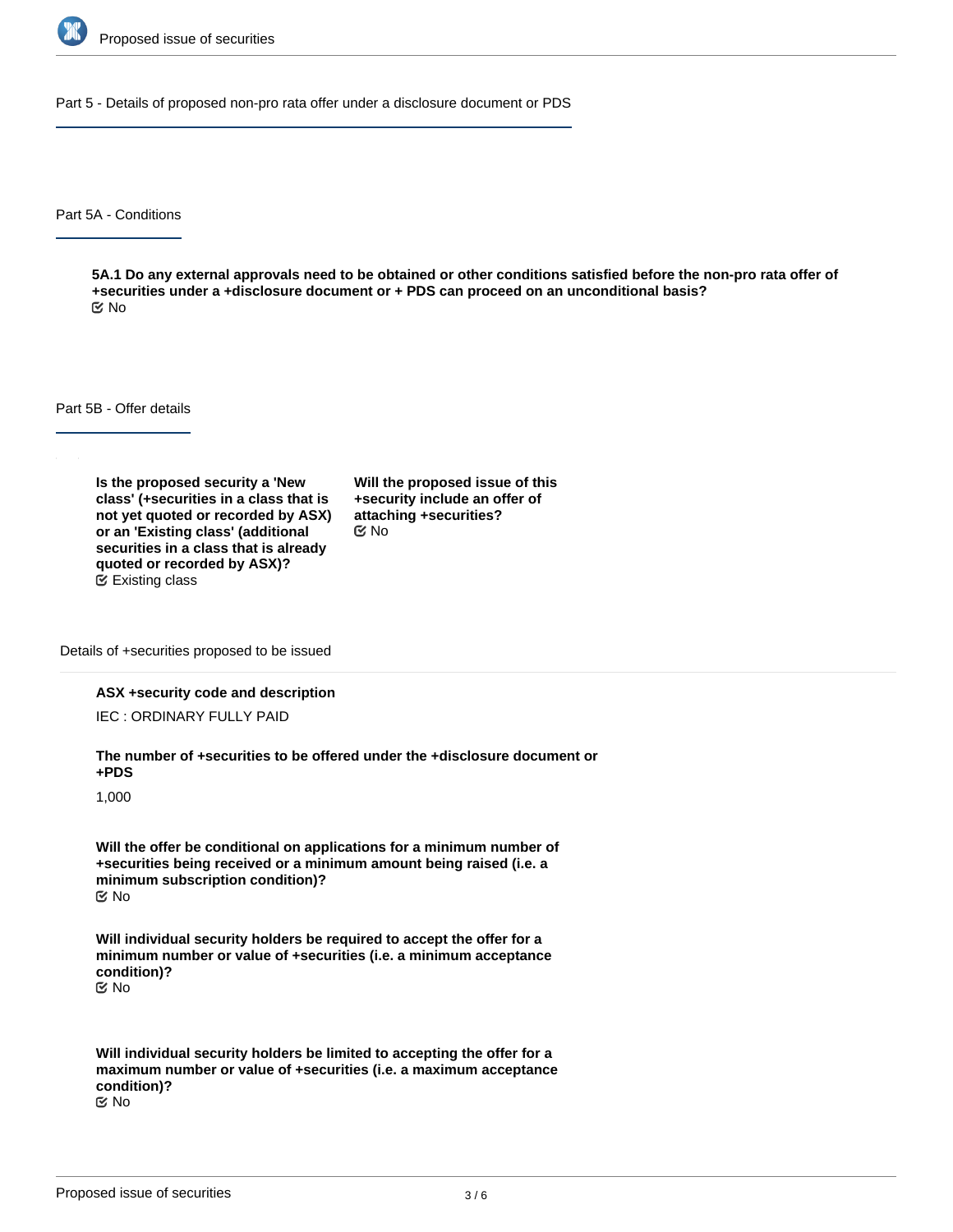## Part 5 - Details of proposed non-pro rata offer under a disclosure document or PDS

### Part 5A - Conditions

**5A.1 Do any external approvals need to be obtained or other conditions satisfied before the non-pro rata offer of +securities under a +disclosure document or + PDS can proceed on an unconditional basis?**

No

### Part 5B - Offer details

**Is the proposed security a 'New class' (+securities in a class that is not yet quoted or recorded by ASX) or an 'Existing class' (additional securities in a class that is already quoted or recorded by ASX)?**

Existing class

**Will the proposed issue of this +security include an offer of attaching +securities?**

No

#### Details of +securities proposed to be issued

**ASX +security code and description**

IEC : ORDINARY FULLY PAID

**The number of +securities to be offered under the +disclosure document or +PDS**

1,000

**Will the offer be conditional on applications for a minimum number of +securities being received or a minimum amount being raised (i.e. a minimum subscription condition)?**

No

**Will individual security holders be required to accept the offer for a minimum number or value of +securities (i.e. a minimum acceptance condition)?**

No

**Will individual security holders be limited to accepting the offer for a maximum number or value of +securities (i.e. a maximum acceptance condition)?**

No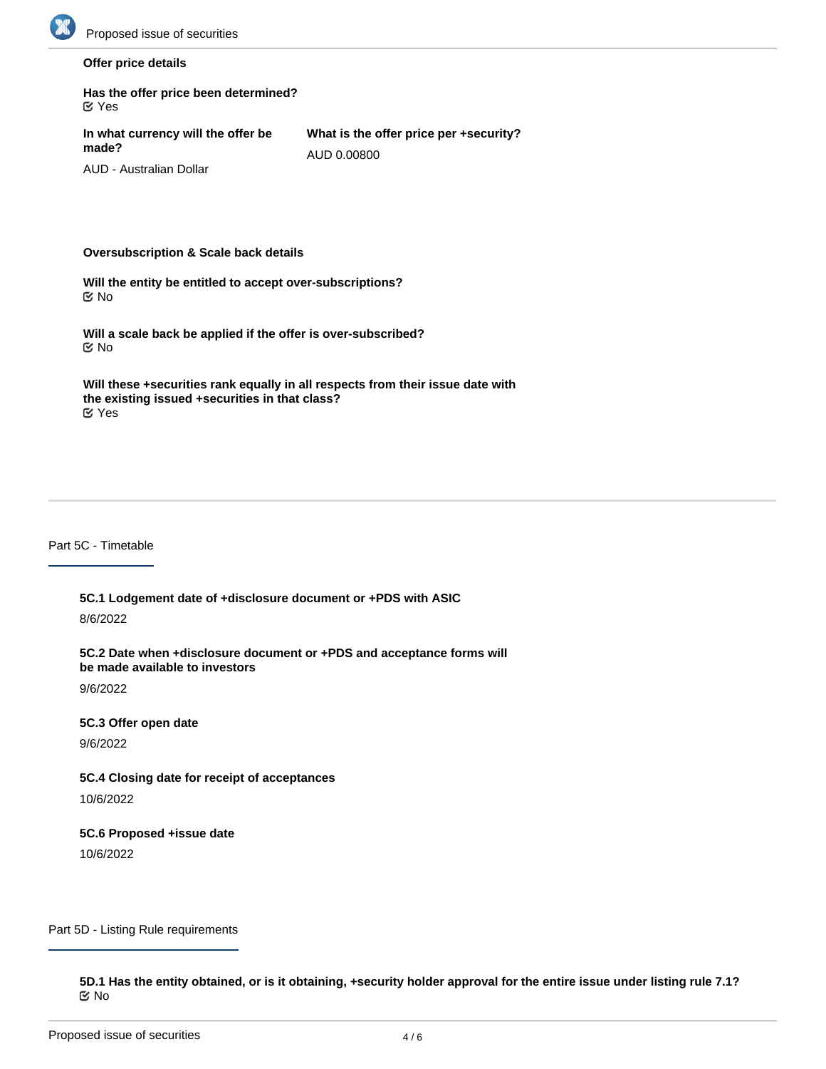**Offer price details**

**Has the offer price been determined?**
☑ Yes

**In what currency will the offer be made?**
AUD - Australian Dollar

**What is the offer price per +security?**
AUD 0.00800

**Oversubscription & Scale back details**

**Will the entity be entitled to accept over-subscriptions?**
☑ No

**Will a scale back be applied if the offer is over-subscribed?**
☑ No

**Will these +securities rank equally in all respects from their issue date with the existing issued +securities in that class?**
☑ Yes

## Part 5C - Timetable

**5C.1 Lodgement date of +disclosure document or +PDS with ASIC**
8/6/2022

**5C.2 Date when +disclosure document or +PDS and acceptance forms will be made available to investors**
9/6/2022

**5C.3 Offer open date**
9/6/2022

**5C.4 Closing date for receipt of acceptances**
10/6/2022

**5C.6 Proposed +issue date**
10/6/2022

## Part 5D - Listing Rule requirements

**5D.1 Has the entity obtained, or is it obtaining, +security holder approval for the entire issue under listing rule 7.1?**
☑ No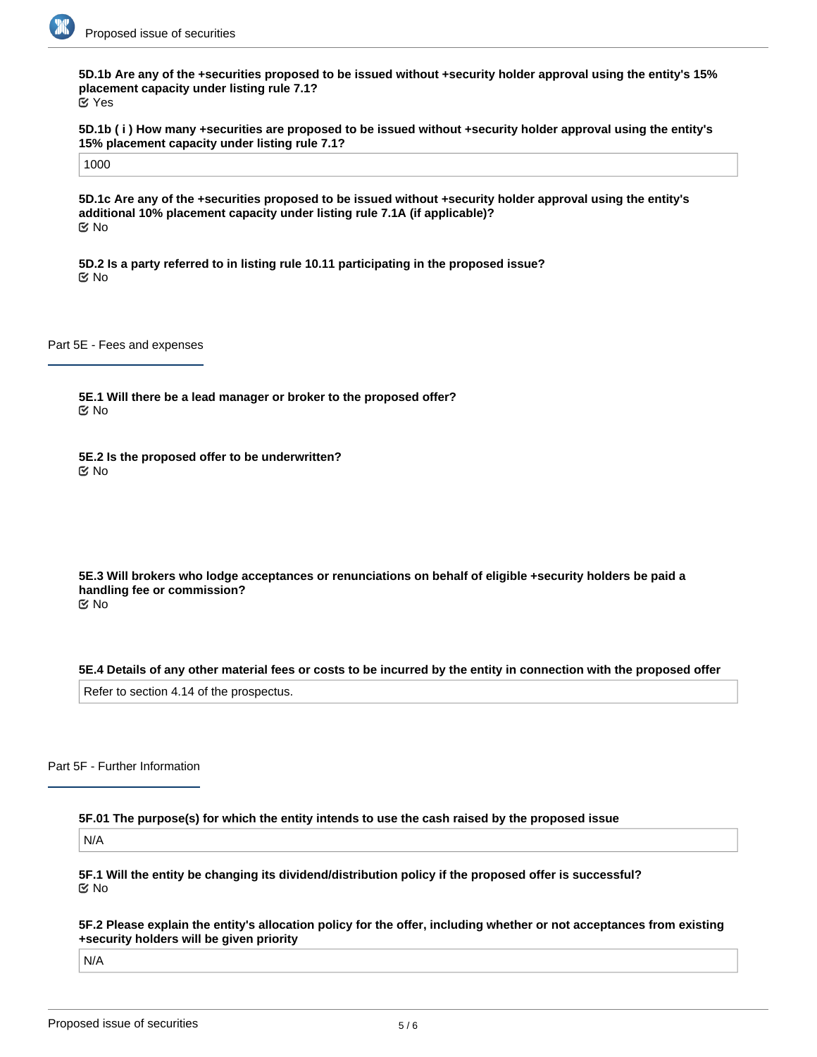**5D.1b Are any of the +securities proposed to be issued without +security holder approval using the entity's 15% placement capacity under listing rule 7.1?**

Yes

**5D.1b ( i ) How many +securities are proposed to be issued without +security holder approval using the entity's 15% placement capacity under listing rule 7.1?**

1000

**5D.1c Are any of the +securities proposed to be issued without +security holder approval using the entity's additional 10% placement capacity under listing rule 7.1A (if applicable)?**

No

**5D.2 Is a party referred to in listing rule 10.11 participating in the proposed issue?**

No

## Part 5E - Fees and expenses

**5E.1 Will there be a lead manager or broker to the proposed offer?**

No

**5E.2 Is the proposed offer to be underwritten?**

No

**5E.3 Will brokers who lodge acceptances or renunciations on behalf of eligible +security holders be paid a handling fee or commission?**

No

**5E.4 Details of any other material fees or costs to be incurred by the entity in connection with the proposed offer**

Refer to section 4.14 of the prospectus.

## Part 5F - Further Information

**5F.01 The purpose(s) for which the entity intends to use the cash raised by the proposed issue**

N/A

**5F.1 Will the entity be changing its dividend/distribution policy if the proposed offer is successful?**

No

**5F.2 Please explain the entity's allocation policy for the offer, including whether or not acceptances from existing +security holders will be given priority**

N/A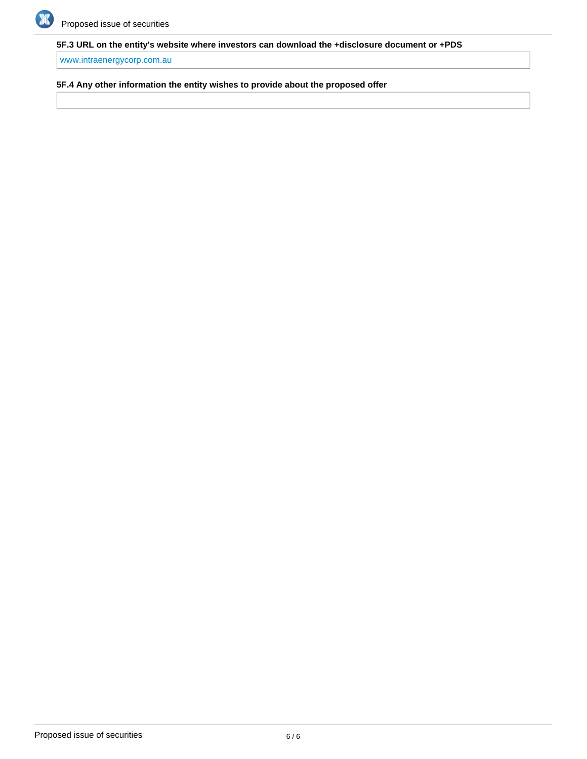**5F.3 URL on the entity's website where investors can download the +disclosure document or +PDS**

www.intraenergycorp.com.au

**5F.4 Any other information the entity wishes to provide about the proposed offer**